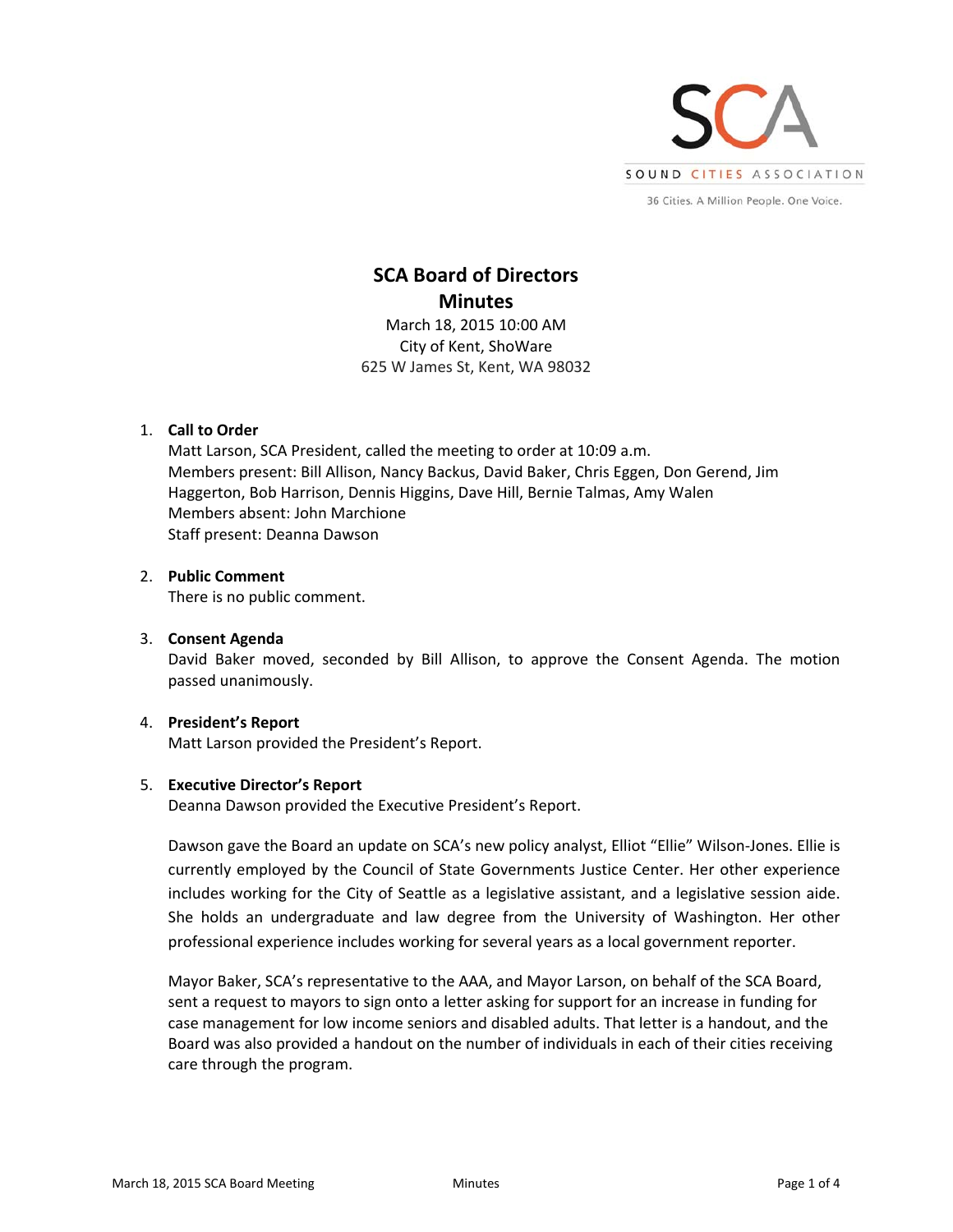SOUND CITIES ASSOCIATION

36 Cities. A Million People. One Voice.

# SCA Board of Directors
# Minutes

March 18, 2015 10:00 AM
City of Kent, ShoWare
625 W James St, Kent, WA 98032

1. **Call to Order**
   Matt Larson, SCA President, called the meeting to order at 10:09 a.m.
   Members present: Bill Allison, Nancy Backus, David Baker, Chris Eggen, Don Gerend, Jim Haggerton, Bob Harrison, Dennis Higgins, Dave Hill, Bernie Talmas, Amy Walen
   Members absent: John Marchione
   Staff present: Deanna Dawson

2. **Public Comment**
   There is no public comment.

3. **Consent Agenda**
   David Baker moved, seconded by Bill Allison, to approve the Consent Agenda. The motion passed unanimously.

4. **President's Report**
   Matt Larson provided the President's Report.

5. **Executive Director's Report**
   Deanna Dawson provided the Executive President's Report.

   Dawson gave the Board an update on SCA's new policy analyst, Elliot "Ellie" Wilson-Jones. Ellie is currently employed by the Council of State Governments Justice Center. Her other experience includes working for the City of Seattle as a legislative assistant, and a legislative session aide. She holds an undergraduate and law degree from the University of Washington. Her other professional experience includes working for several years as a local government reporter.

   Mayor Baker, SCA's representative to the AAA, and Mayor Larson, on behalf of the SCA Board, sent a request to mayors to sign onto a letter asking for support for an increase in funding for case management for low income seniors and disabled adults. That letter is a handout, and the Board was also provided a handout on the number of individuals in each of their cities receiving care through the program.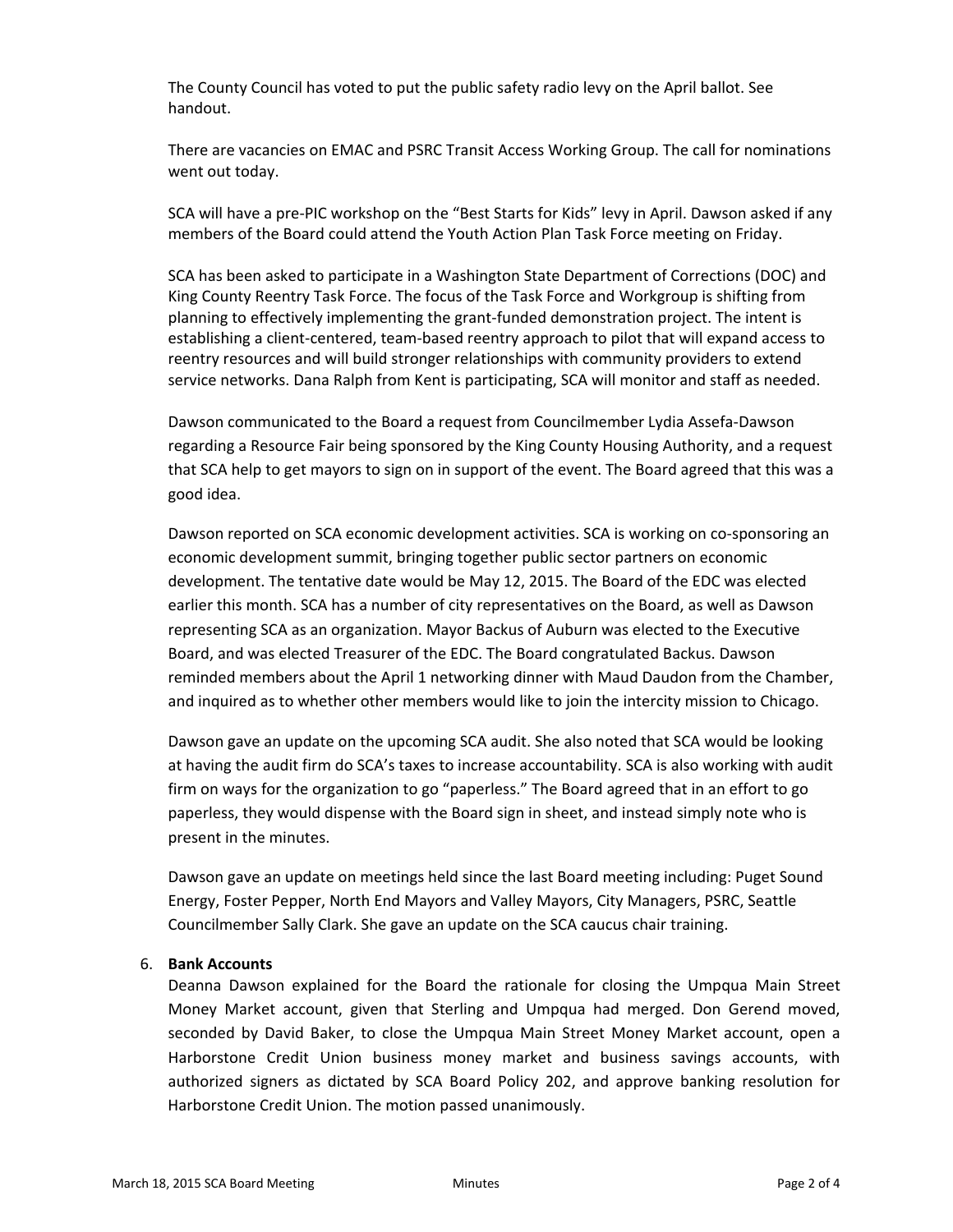The County Council has voted to put the public safety radio levy on the April ballot. See handout.

There are vacancies on EMAC and PSRC Transit Access Working Group. The call for nominations went out today.

SCA will have a pre-PIC workshop on the "Best Starts for Kids" levy in April. Dawson asked if any members of the Board could attend the Youth Action Plan Task Force meeting on Friday.

SCA has been asked to participate in a Washington State Department of Corrections (DOC) and King County Reentry Task Force. The focus of the Task Force and Workgroup is shifting from planning to effectively implementing the grant-funded demonstration project. The intent is establishing a client-centered, team-based reentry approach to pilot that will expand access to reentry resources and will build stronger relationships with community providers to extend service networks. Dana Ralph from Kent is participating, SCA will monitor and staff as needed.

Dawson communicated to the Board a request from Councilmember Lydia Assefa-Dawson regarding a Resource Fair being sponsored by the King County Housing Authority, and a request that SCA help to get mayors to sign on in support of the event. The Board agreed that this was a good idea.

Dawson reported on SCA economic development activities. SCA is working on co-sponsoring an economic development summit, bringing together public sector partners on economic development. The tentative date would be May 12, 2015. The Board of the EDC was elected earlier this month. SCA has a number of city representatives on the Board, as well as Dawson representing SCA as an organization. Mayor Backus of Auburn was elected to the Executive Board, and was elected Treasurer of the EDC. The Board congratulated Backus. Dawson reminded members about the April 1 networking dinner with Maud Daudon from the Chamber, and inquired as to whether other members would like to join the intercity mission to Chicago.

Dawson gave an update on the upcoming SCA audit. She also noted that SCA would be looking at having the audit firm do SCA's taxes to increase accountability. SCA is also working with audit firm on ways for the organization to go "paperless." The Board agreed that in an effort to go paperless, they would dispense with the Board sign in sheet, and instead simply note who is present in the minutes.

Dawson gave an update on meetings held since the last Board meeting including: Puget Sound Energy, Foster Pepper, North End Mayors and Valley Mayors, City Managers, PSRC, Seattle Councilmember Sally Clark. She gave an update on the SCA caucus chair training.

6. **Bank Accounts**
   Deanna Dawson explained for the Board the rationale for closing the Umpqua Main Street Money Market account, given that Sterling and Umpqua had merged. Don Gerend moved, seconded by David Baker, to close the Umpqua Main Street Money Market account, open a Harborstone Credit Union business money market and business savings accounts, with authorized signers as dictated by SCA Board Policy 202, and approve banking resolution for Harborstone Credit Union. The motion passed unanimously.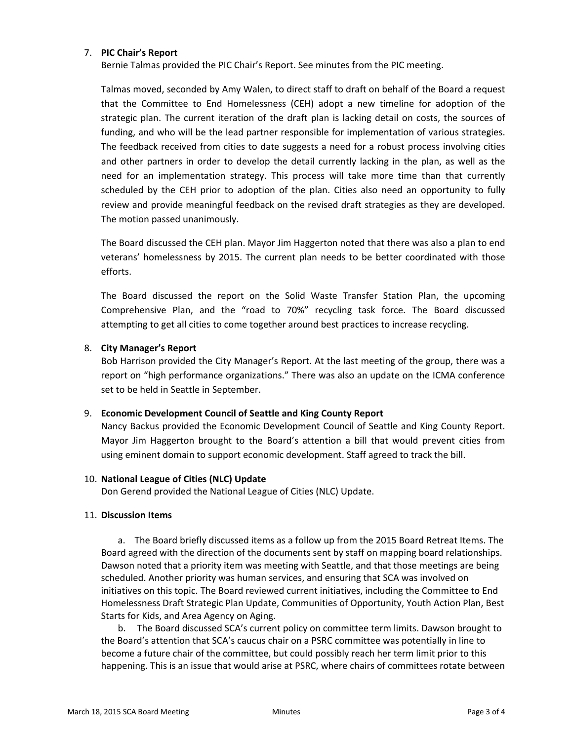7. **PIC Chair's Report**

   Bernie Talmas provided the PIC Chair's Report. See minutes from the PIC meeting.

   Talmas moved, seconded by Amy Walen, to direct staff to draft on behalf of the Board a request that the Committee to End Homelessness (CEH) adopt a new timeline for adoption of the strategic plan. The current iteration of the draft plan is lacking detail on costs, the sources of funding, and who will be the lead partner responsible for implementation of various strategies. The feedback received from cities to date suggests a need for a robust process involving cities and other partners in order to develop the detail currently lacking in the plan, as well as the need for an implementation strategy. This process will take more time than that currently scheduled by the CEH prior to adoption of the plan. Cities also need an opportunity to fully review and provide meaningful feedback on the revised draft strategies as they are developed. The motion passed unanimously.

   The Board discussed the CEH plan. Mayor Jim Haggerton noted that there was also a plan to end veterans' homelessness by 2015. The current plan needs to be better coordinated with those efforts.

   The Board discussed the report on the Solid Waste Transfer Station Plan, the upcoming Comprehensive Plan, and the "road to 70%" recycling task force. The Board discussed attempting to get all cities to come together around best practices to increase recycling.

8. **City Manager's Report**

   Bob Harrison provided the City Manager's Report. At the last meeting of the group, there was a report on "high performance organizations." There was also an update on the ICMA conference set to be held in Seattle in September.

9. **Economic Development Council of Seattle and King County Report**

   Nancy Backus provided the Economic Development Council of Seattle and King County Report. Mayor Jim Haggerton brought to the Board's attention a bill that would prevent cities from using eminent domain to support economic development. Staff agreed to track the bill.

10. **National League of Cities (NLC) Update**

    Don Gerend provided the National League of Cities (NLC) Update.

11. **Discussion Items**

    a. The Board briefly discussed items as a follow up from the 2015 Board Retreat Items. The Board agreed with the direction of the documents sent by staff on mapping board relationships. Dawson noted that a priority item was meeting with Seattle, and that those meetings are being scheduled. Another priority was human services, and ensuring that SCA was involved on initiatives on this topic. The Board reviewed current initiatives, including the Committee to End Homelessness Draft Strategic Plan Update, Communities of Opportunity, Youth Action Plan, Best Starts for Kids, and Area Agency on Aging.

    b. The Board discussed SCA's current policy on committee term limits. Dawson brought to the Board's attention that SCA's caucus chair on a PSRC committee was potentially in line to become a future chair of the committee, but could possibly reach her term limit prior to this happening. This is an issue that would arise at PSRC, where chairs of committees rotate between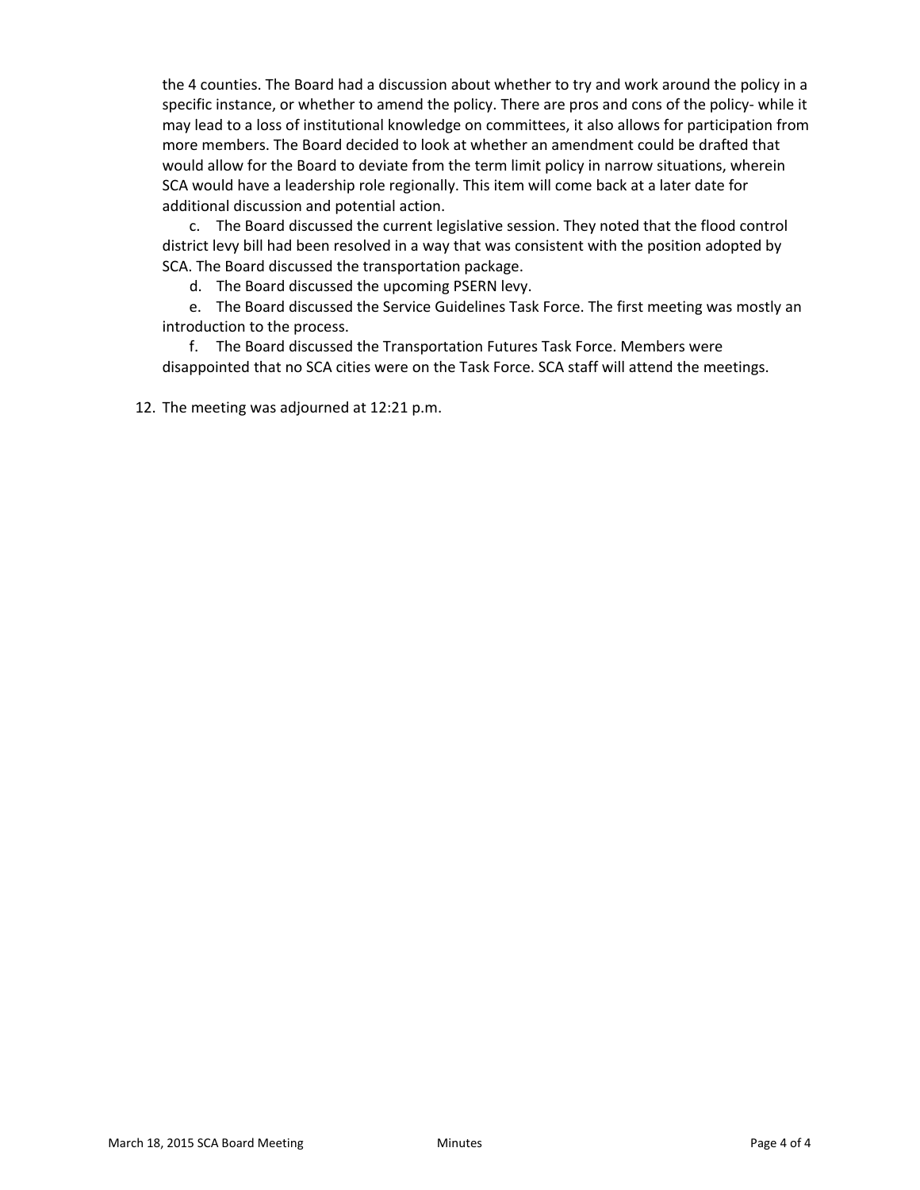the 4 counties. The Board had a discussion about whether to try and work around the policy in a specific instance, or whether to amend the policy. There are pros and cons of the policy- while it may lead to a loss of institutional knowledge on committees, it also allows for participation from more members. The Board decided to look at whether an amendment could be drafted that would allow for the Board to deviate from the term limit policy in narrow situations, wherein SCA would have a leadership role regionally. This item will come back at a later date for additional discussion and potential action.

c. The Board discussed the current legislative session. They noted that the flood control district levy bill had been resolved in a way that was consistent with the position adopted by SCA. The Board discussed the transportation package.

d. The Board discussed the upcoming PSERN levy.

e. The Board discussed the Service Guidelines Task Force. The first meeting was mostly an introduction to the process.

f. The Board discussed the Transportation Futures Task Force. Members were disappointed that no SCA cities were on the Task Force. SCA staff will attend the meetings.

12. The meeting was adjourned at 12:21 p.m.